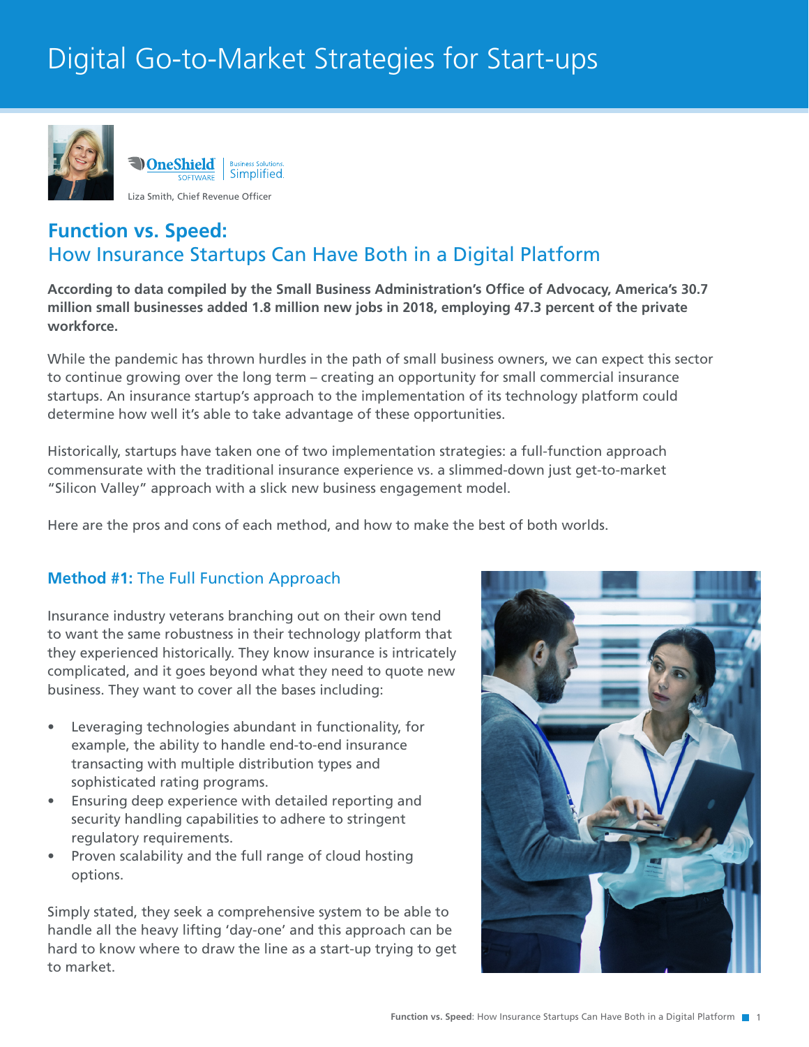# Digital Go-to-Market Strategies for Start-ups

OneShield SOFTWARE | Business Solutions. Simplified.

Liza Smith, Chief Revenue Officer

## Function vs. Speed:
## How Insurance Startups Can Have Both in a Digital Platform

**According to data compiled by the Small Business Administration's Office of Advocacy, America's 30.7 million small businesses added 1.8 million new jobs in 2018, employing 47.3 percent of the private workforce.**

While the pandemic has thrown hurdles in the path of small business owners, we can expect this sector to continue growing over the long term – creating an opportunity for small commercial insurance startups. An insurance startup's approach to the implementation of its technology platform could determine how well it's able to take advantage of these opportunities.

Historically, startups have taken one of two implementation strategies: a full-function approach commensurate with the traditional insurance experience vs. a slimmed-down just get-to-market "Silicon Valley" approach with a slick new business engagement model.

Here are the pros and cons of each method, and how to make the best of both worlds.

### **Method #1:** The Full Function Approach

Insurance industry veterans branching out on their own tend to want the same robustness in their technology platform that they experienced historically. They know insurance is intricately complicated, and it goes beyond what they need to quote new business. They want to cover all the bases including:

- Leveraging technologies abundant in functionality, for example, the ability to handle end-to-end insurance transacting with multiple distribution types and sophisticated rating programs.
- Ensuring deep experience with detailed reporting and security handling capabilities to adhere to stringent regulatory requirements.
- Proven scalability and the full range of cloud hosting options.

Simply stated, they seek a comprehensive system to be able to handle all the heavy lifting 'day-one' and this approach can be hard to know where to draw the line as a start-up trying to get to market.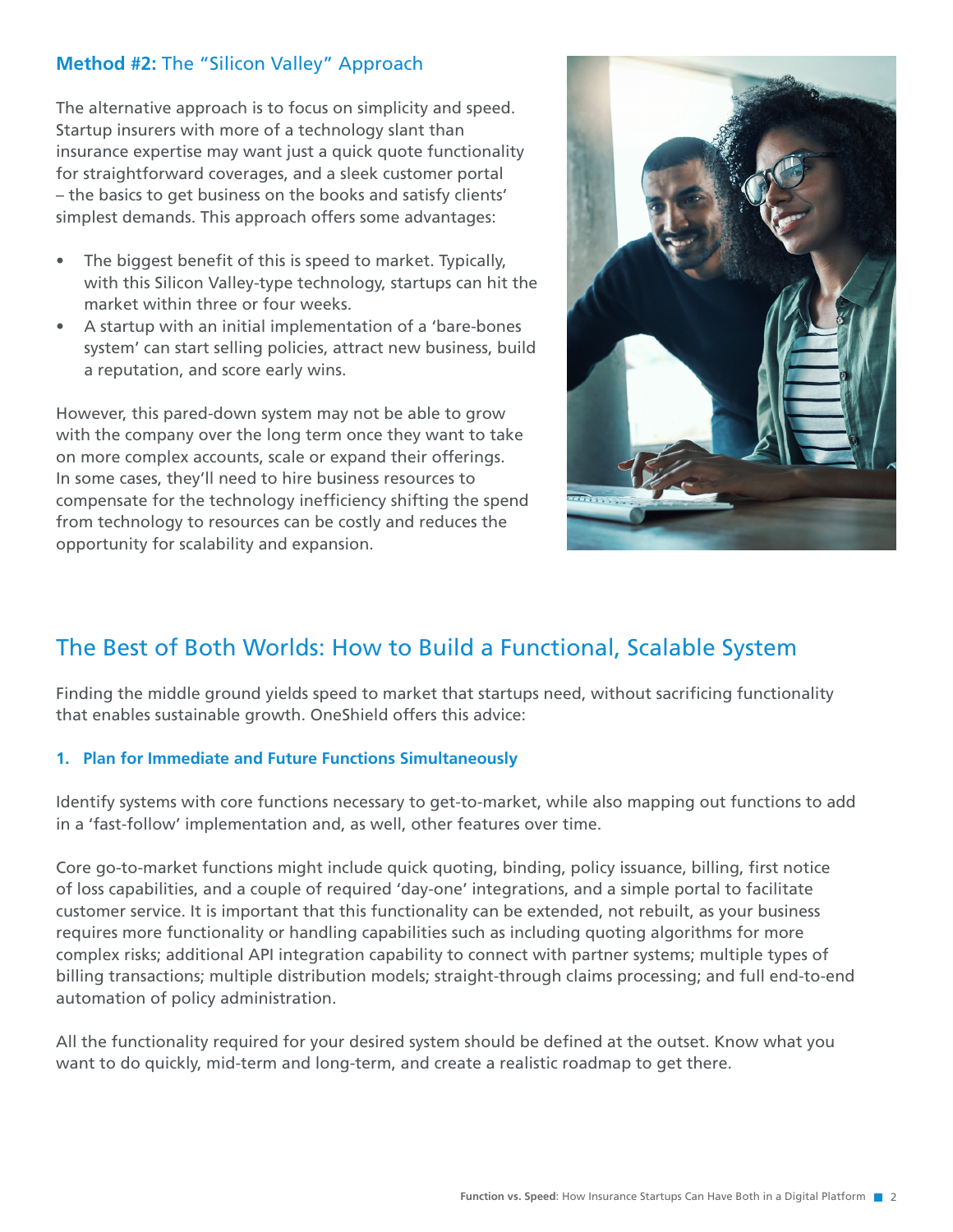### **Method #2:** The "Silicon Valley" Approach

The alternative approach is to focus on simplicity and speed. Startup insurers with more of a technology slant than insurance expertise may want just a quick quote functionality for straightforward coverages, and a sleek customer portal – the basics to get business on the books and satisfy clients' simplest demands. This approach offers some advantages:

- The biggest benefit of this is speed to market. Typically, with this Silicon Valley-type technology, startups can hit the market within three or four weeks.
- A startup with an initial implementation of a 'bare-bones system' can start selling policies, attract new business, build a reputation, and score early wins.

However, this pared-down system may not be able to grow with the company over the long term once they want to take on more complex accounts, scale or expand their offerings. In some cases, they'll need to hire business resources to compensate for the technology inefficiency shifting the spend from technology to resources can be costly and reduces the opportunity for scalability and expansion.

## The Best of Both Worlds: How to Build a Functional, Scalable System

Finding the middle ground yields speed to market that startups need, without sacrificing functionality that enables sustainable growth. OneShield offers this advice:

### 1. Plan for Immediate and Future Functions Simultaneously

Identify systems with core functions necessary to get-to-market, while also mapping out functions to add in a 'fast-follow' implementation and, as well, other features over time.

Core go-to-market functions might include quick quoting, binding, policy issuance, billing, first notice of loss capabilities, and a couple of required 'day-one' integrations, and a simple portal to facilitate customer service. It is important that this functionality can be extended, not rebuilt, as your business requires more functionality or handling capabilities such as including quoting algorithms for more complex risks; additional API integration capability to connect with partner systems; multiple types of billing transactions; multiple distribution models; straight-through claims processing; and full end-to-end automation of policy administration.

All the functionality required for your desired system should be defined at the outset. Know what you want to do quickly, mid-term and long-term, and create a realistic roadmap to get there.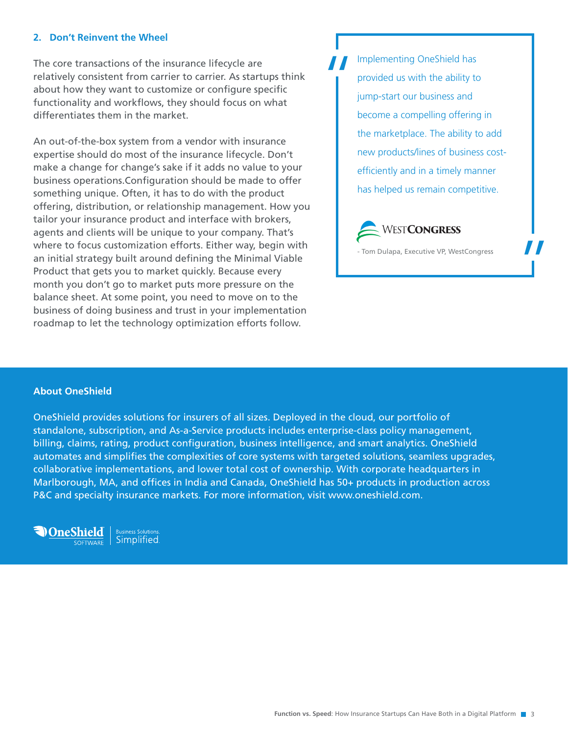## 2. Don't Reinvent the Wheel

The core transactions of the insurance lifecycle are relatively consistent from carrier to carrier. As startups think about how they want to customize or configure specific functionality and workflows, they should focus on what differentiates them in the market.

An out-of-the-box system from a vendor with insurance expertise should do most of the insurance lifecycle. Don't make a change for change's sake if it adds no value to your business operations.Configuration should be made to offer something unique. Often, it has to do with the product offering, distribution, or relationship management. How you tailor your insurance product and interface with brokers, agents and clients will be unique to your company. That's where to focus customization efforts. Either way, begin with an initial strategy built around defining the Minimal Viable Product that gets you to market quickly. Because every month you don't go to market puts more pressure on the balance sheet. At some point, you need to move on to the business of doing business and trust in your implementation roadmap to let the technology optimization efforts follow.

> "Implementing OneShield has provided us with the ability to jump-start our business and become a compelling offering in the marketplace. The ability to add new products/lines of business cost-efficiently and in a timely manner has helped us remain competitive."
>
> WestCongress
>
> \- Tom Dulapa, Executive VP, WestCongress

### About OneShield

OneShield provides solutions for insurers of all sizes. Deployed in the cloud, our portfolio of standalone, subscription, and As-a-Service products includes enterprise-class policy management, billing, claims, rating, product configuration, business intelligence, and smart analytics. OneShield automates and simplifies the complexities of core systems with targeted solutions, seamless upgrades, collaborative implementations, and lower total cost of ownership. With corporate headquarters in Marlborough, MA, and offices in India and Canada, OneShield has 50+ products in production across P&C and specialty insurance markets. For more information, visit www.oneshield.com.

OneShield SOFTWARE | Business Solutions. Simplified.